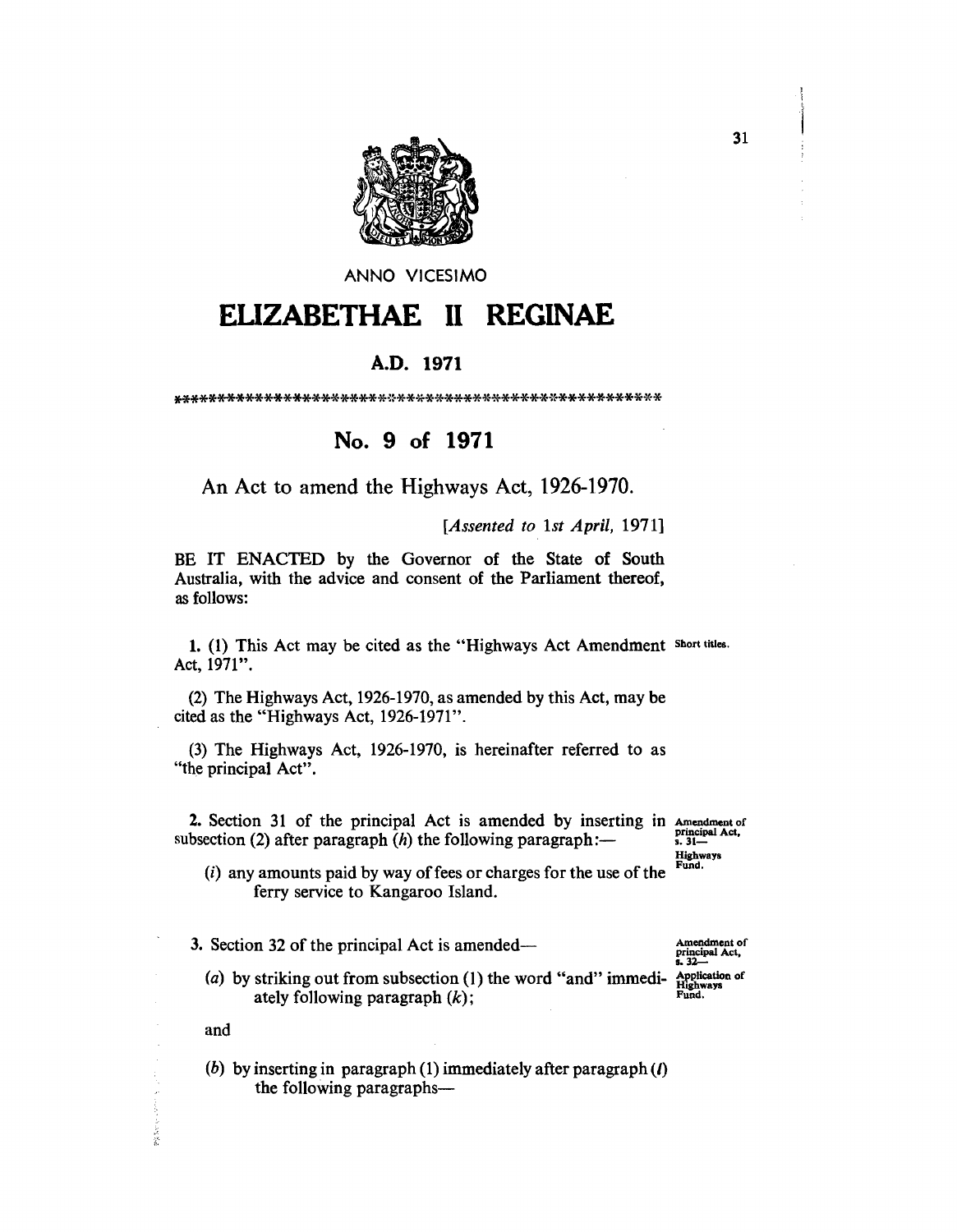ANNO VICESIMO

# ELIZABETHAE II REGINAE

## A.D. 1971

\*\*\*\*\*\*\*\*\*\*\*\*\*\*\*\*\*\*\*\*\*\*\*\*\*\*\*\*\*\*\*\*\*\*\*\*\*\*\*\*\*\*\*\*\*\*\*\*\*\*\*\*\*\*

## No. 9 of 1971

An Act to amend the Highways Act, 1926-1970.

[*Assented to 1st April,* 1971]

BE IT ENACTED by the Governor of the State of South Australia, with the advice and consent of the Parliament thereof, as follows:

**1.** (1) This Act may be cited as the "Highways Act Amendment Act, 1971". *Short titles.*

(2) The Highways Act, 1926-1970, as amended by this Act, may be cited as the "Highways Act, 1926-1971".

(3) The Highways Act, 1926-1970, is hereinafter referred to as "the principal Act".

**2.** Section 31 of the principal Act is amended by inserting in subsection (2) after paragraph (*h*) the following paragraph:— *Amendment of principal Act, s. 31— Highways Fund.*

(*i*) any amounts paid by way of fees or charges for the use of the ferry service to Kangaroo Island.

**3.** Section 32 of the principal Act is amended— *Amendment of principal Act, s. 32— Application of Highways Fund.*

(*a*) by striking out from subsection (1) the word "and" immediately following paragraph (*k*);

and

(*b*) by inserting in paragraph (1) immediately after paragraph (*l*) the following paragraphs—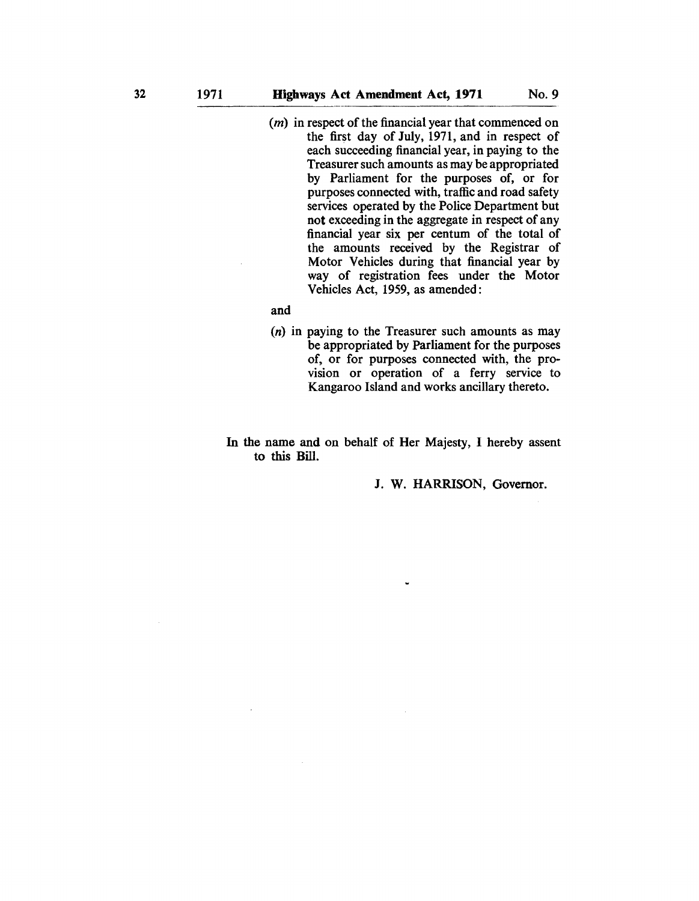(*m*) in respect of the financial year that commenced on the first day of July, 1971, and in respect of each succeeding financial year, in paying to the Treasurer such amounts as may be appropriated by Parliament for the purposes of, or for purposes connected with, traffic and road safety services operated by the Police Department but not exceeding in the aggregate in respect of any financial year six per centum of the total of the amounts received by the Registrar of Motor Vehicles during that financial year by way of registration fees under the Motor Vehicles Act, 1959, as amended:

and

(*n*) in paying to the Treasurer such amounts as may be appropriated by Parliament for the purposes of, or for purposes connected with, the provision or operation of a ferry service to Kangaroo Island and works ancillary thereto.

In the name and on behalf of Her Majesty, I hereby assent to this Bill.

J. W. HARRISON, Governor.